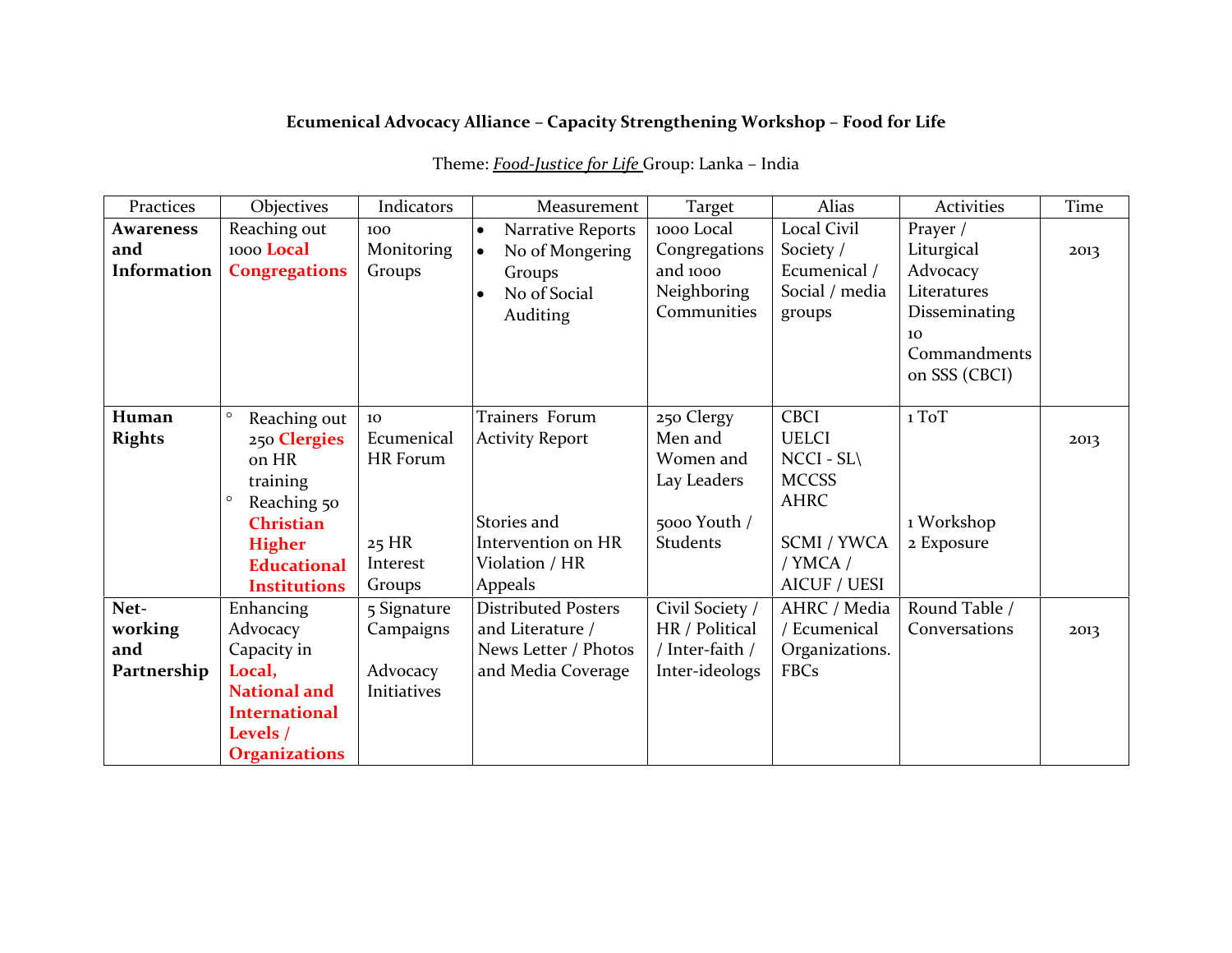**Ecumenical Advocacy Alliance – Capacity Strengthening Workshop – Food for Life**

Theme: *Food-Justice for Life* Group: Lanka – India

| Practices | Objectives | Indicators | Measurement | Target | Alias | Activities | Time |
|---|---|---|---|---|---|---|---|
| **Awareness and Information** | Reaching out 1000 **Local Congregations** | 100 Monitoring Groups | • Narrative Reports<br>• No of Mongering Groups<br>• No of Social Auditing | 1000 Local Congregations and 1000 Neighboring Communities | Local Civil Society / Ecumenical / Social / media groups | Prayer / Liturgical Advocacy Literatures Disseminating 10 Commandments on SSS (CBCI) | 2013 |
| **Human Rights** | ◦ Reaching out 250 **Clergies** on HR training<br>◦ Reaching 50 **Christian Higher Educational Institutions** | 10 Ecumenical HR Forum<br><br>25 HR Interest Groups | Trainers Forum Activity Report<br><br>Stories and Intervention on HR Violation / HR Appeals | 250 Clergy Men and Women and Lay Leaders<br><br>5000 Youth / Students | CBCI<br>UELCI<br>NCCI - SL\<br>MCCSS<br>AHRC<br><br>SCMI / YWCA / YMCA / AICUF / UESI | 1 ToT<br><br>1 Workshop<br>2 Exposure | 2013 |
| **Net-working and Partnership** | Enhancing Advocacy Capacity in **Local, National and International Levels / Organizations** | 5 Signature Campaigns<br><br>Advocacy Initiatives | Distributed Posters and Literature / News Letter / Photos and Media Coverage | Civil Society / HR / Political / Inter-faith / Inter-ideologs | AHRC / Media / Ecumenical Organizations. FBCs | Round Table / Conversations | 2013 |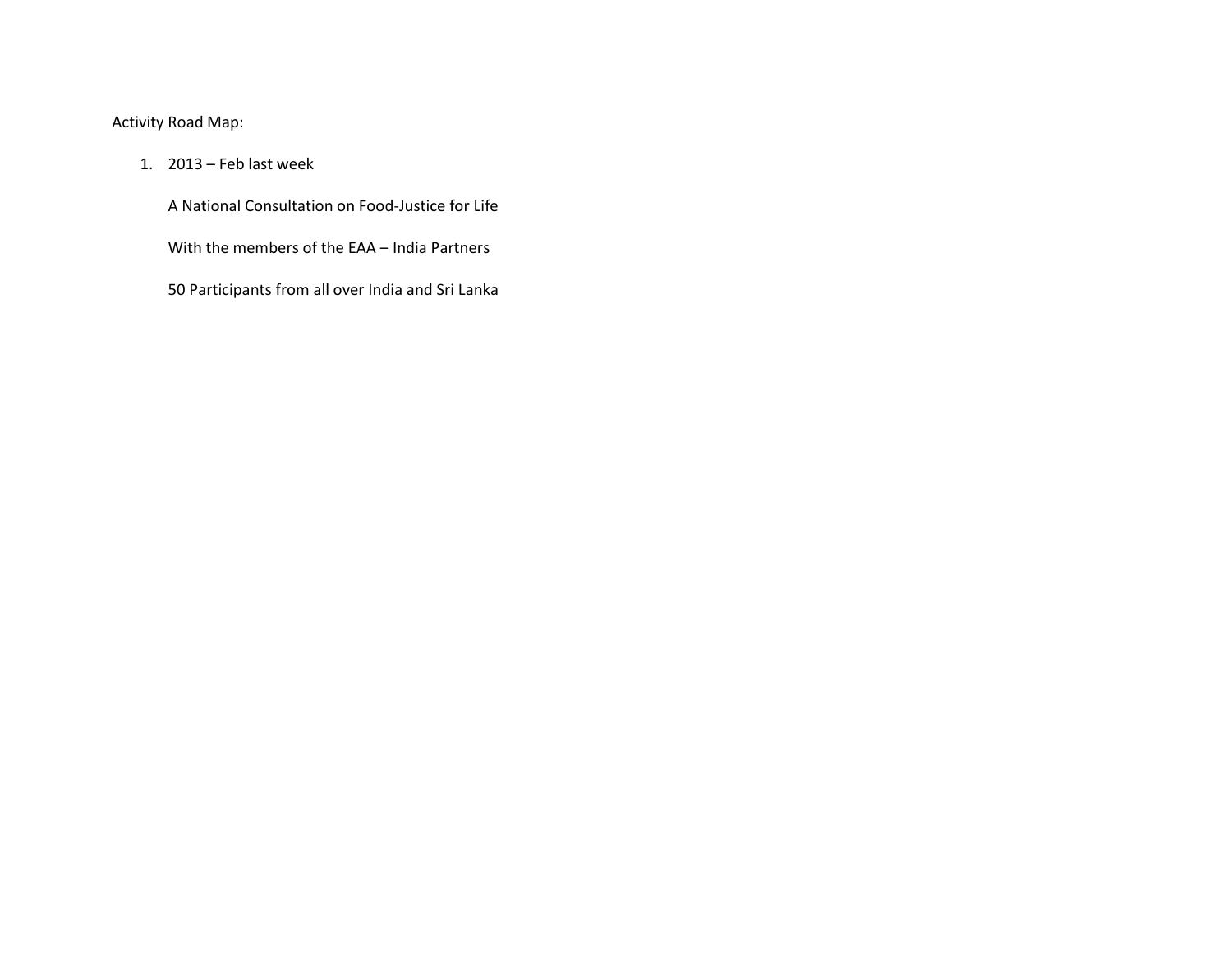Activity Road Map:

1. 2013 – Feb last week

   A National Consultation on Food-Justice for Life

   With the members of the EAA – India Partners

   50 Participants from all over India and Sri Lanka